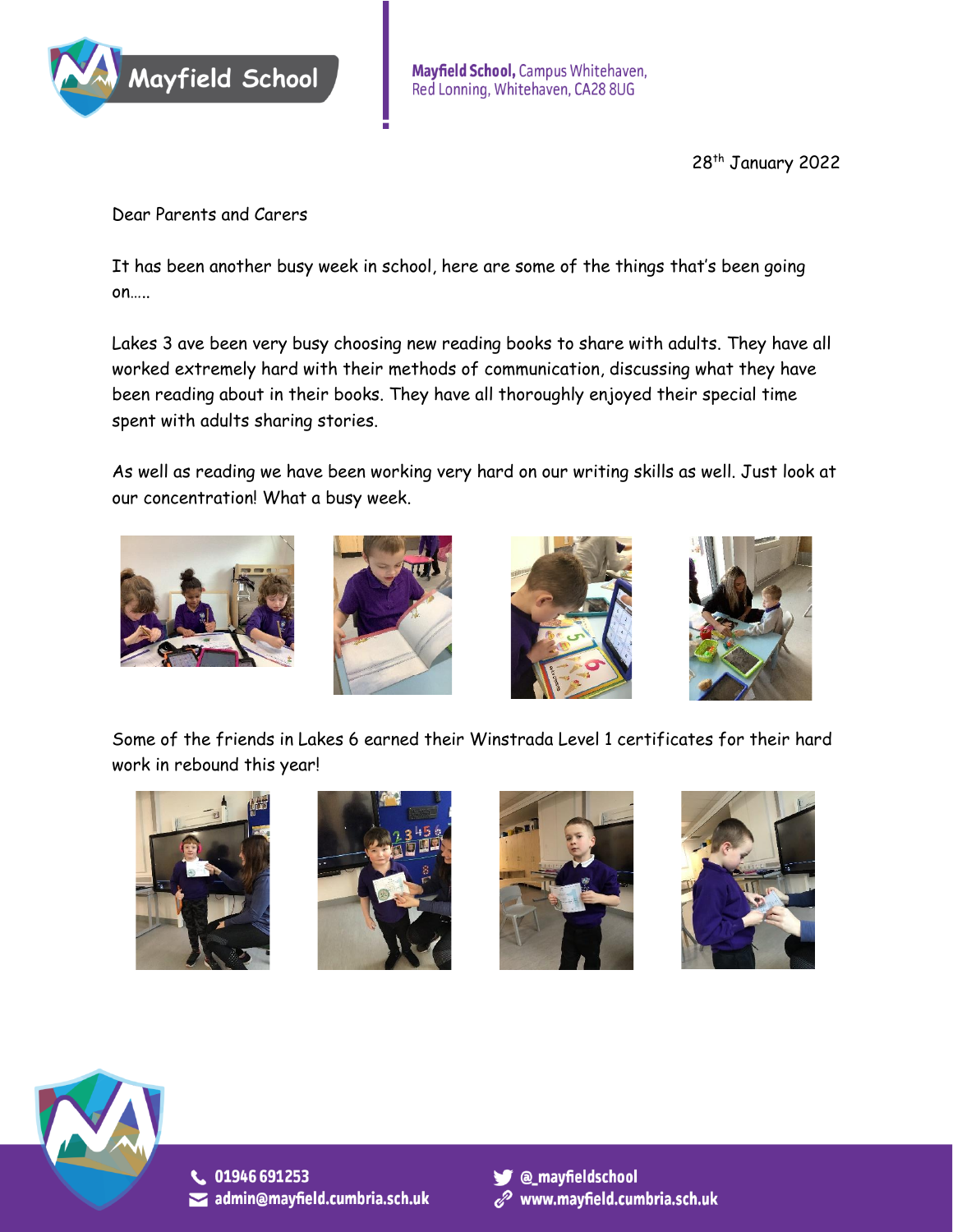Mayfield School

**Mayfield School,** Campus Whitehaven, Red Lonning, Whitehaven, CA28 8UG

28th January 2022

Dear Parents and Carers

It has been another busy week in school, here are some of the things that's been going on.....

Lakes 3 ave been very busy choosing new reading books to share with adults. They have all worked extremely hard with their methods of communication, discussing what they have been reading about in their books. They have all thoroughly enjoyed their special time spent with adults sharing stories.

As well as reading we have been working very hard on our writing skills as well. Just look at our concentration! What a busy week.

Some of the friends in Lakes 6 earned their Winstrada Level 1 certificates for their hard work in rebound this year!

01946 691253
admin@mayfield.cumbria.sch.uk
@_mayfieldschool
www.mayfield.cumbria.sch.uk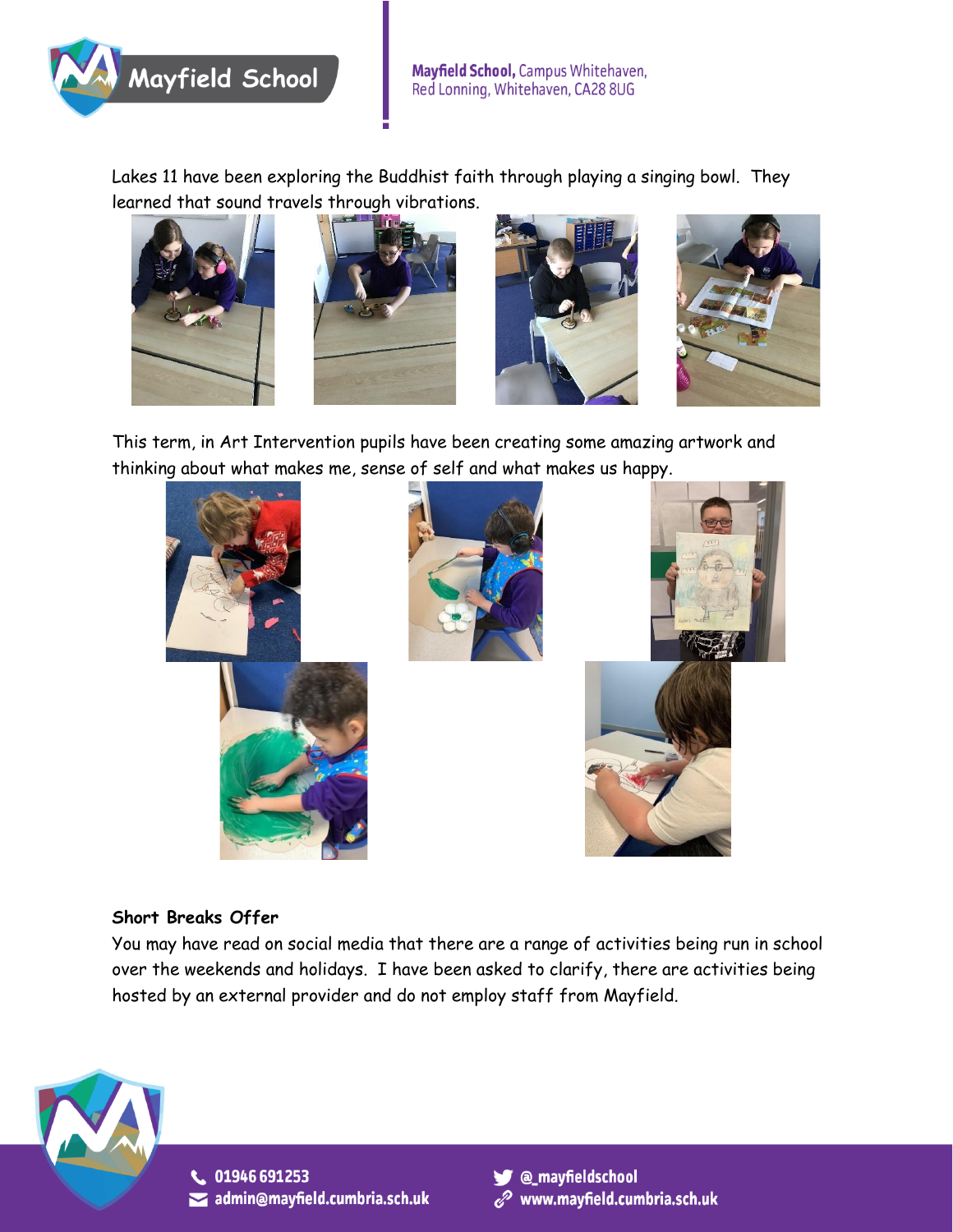Lakes 11 have been exploring the Buddhist faith through playing a singing bowl. They learned that sound travels through vibrations.

This term, in Art Intervention pupils have been creating some amazing artwork and thinking about what makes me, sense of self and what makes us happy.

**Short Breaks Offer**

You may have read on social media that there are a range of activities being run in school over the weekends and holidays. I have been asked to clarify, there are activities being hosted by an external provider and do not employ staff from Mayfield.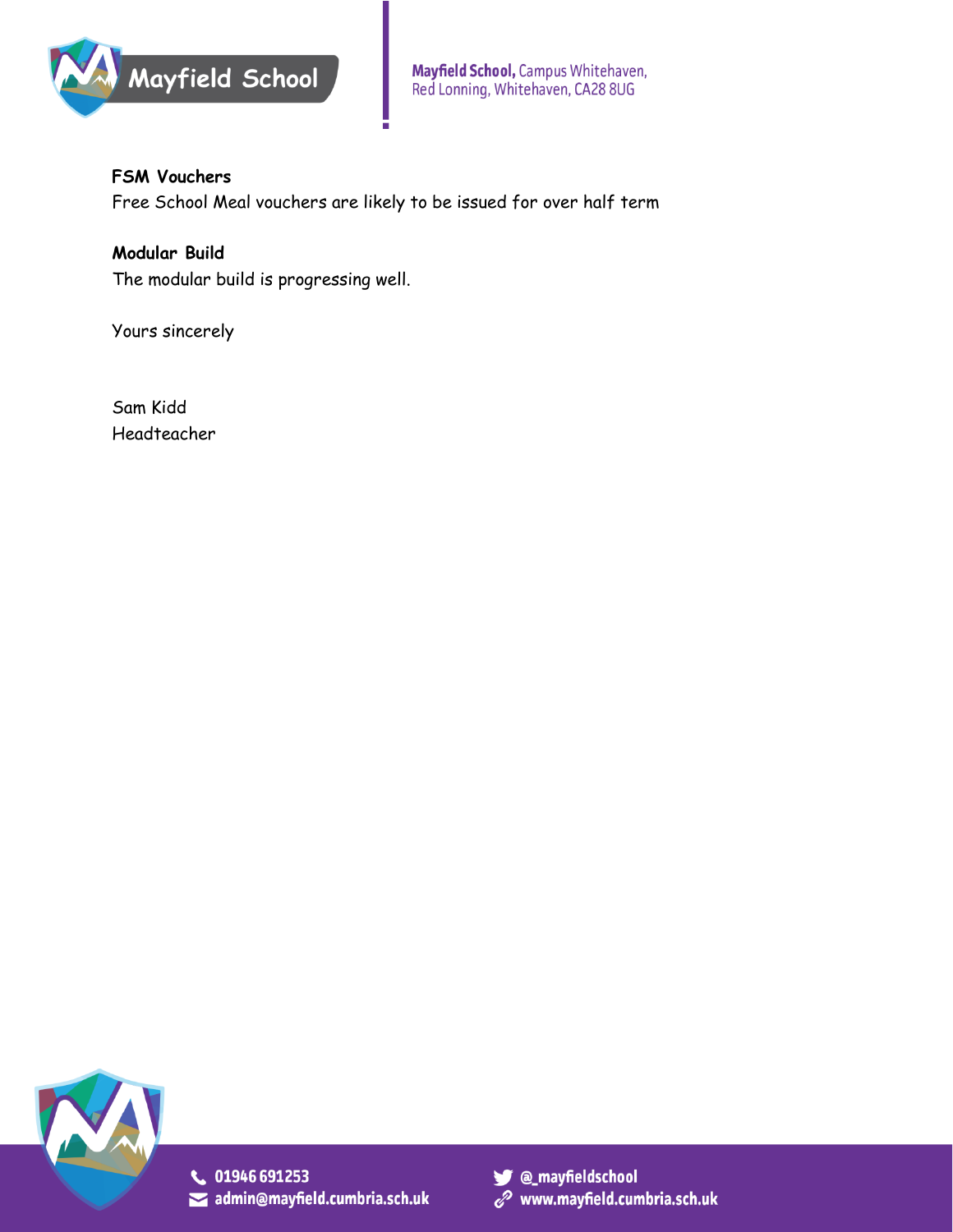**FSM Vouchers**

Free School Meal vouchers are likely to be issued for over half term

**Modular Build**

The modular build is progressing well.

Yours sincerely

Sam Kidd
Headteacher